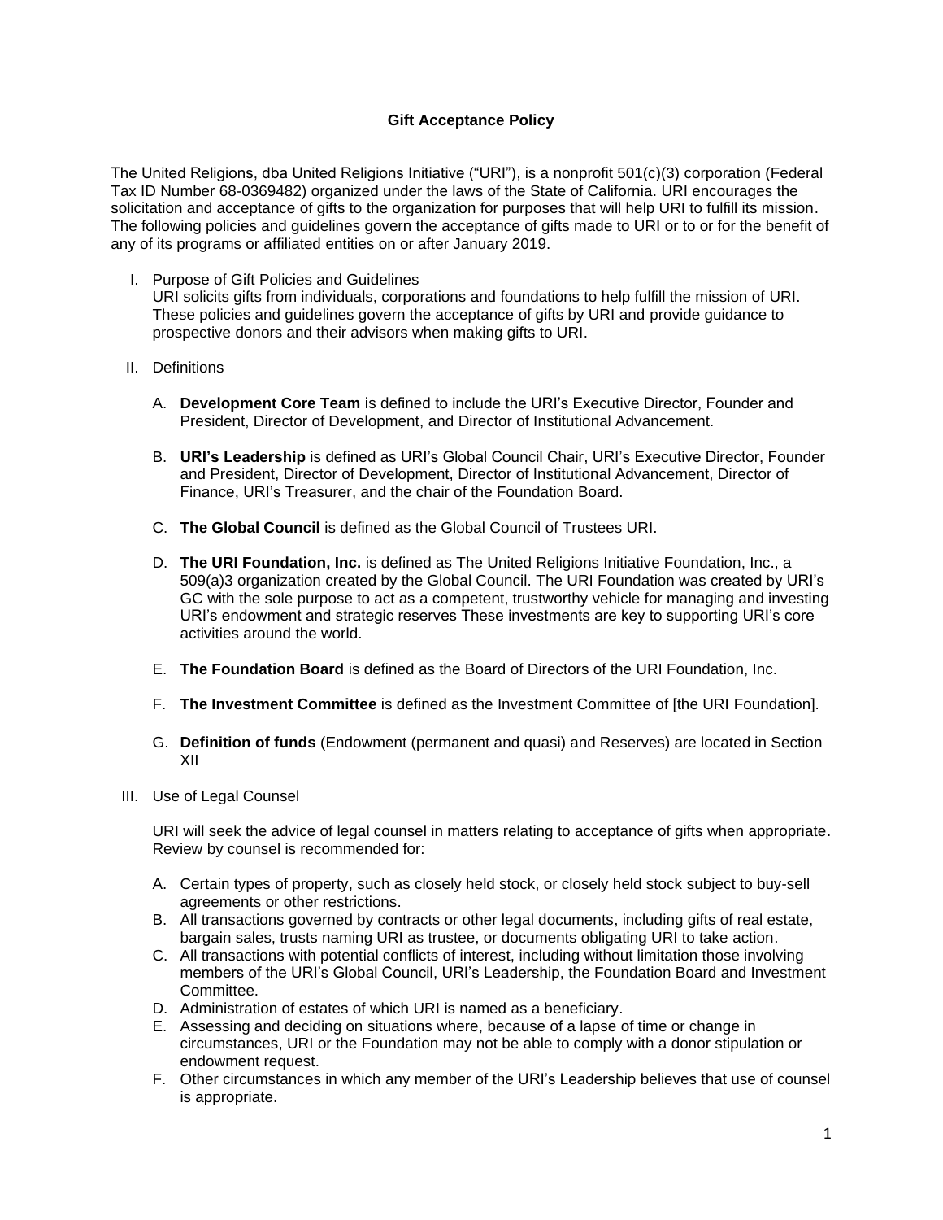# Gift Acceptance Policy

The United Religions, dba United Religions Initiative ("URI"), is a nonprofit 501(c)(3) corporation (Federal Tax ID Number 68-0369482) organized under the laws of the State of California. URI encourages the solicitation and acceptance of gifts to the organization for purposes that will help URI to fulfill its mission. The following policies and guidelines govern the acceptance of gifts made to URI or to or for the benefit of any of its programs or affiliated entities on or after January 2019.

I. Purpose of Gift Policies and Guidelines

URI solicits gifts from individuals, corporations and foundations to help fulfill the mission of URI. These policies and guidelines govern the acceptance of gifts by URI and provide guidance to prospective donors and their advisors when making gifts to URI.

II. Definitions

A. **Development Core Team** is defined to include the URI's Executive Director, Founder and President, Director of Development, and Director of Institutional Advancement.

B. **URI's Leadership** is defined as URI's Global Council Chair, URI's Executive Director, Founder and President, Director of Development, Director of Institutional Advancement, Director of Finance, URI's Treasurer, and the chair of the Foundation Board.

C. **The Global Council** is defined as the Global Council of Trustees URI.

D. **The URI Foundation, Inc.** is defined as The United Religions Initiative Foundation, Inc., a 509(a)3 organization created by the Global Council. The URI Foundation was created by URI's GC with the sole purpose to act as a competent, trustworthy vehicle for managing and investing URI's endowment and strategic reserves These investments are key to supporting URI's core activities around the world.

E. **The Foundation Board** is defined as the Board of Directors of the URI Foundation, Inc.

F. **The Investment Committee** is defined as the Investment Committee of [the URI Foundation].

G. **Definition of funds** (Endowment (permanent and quasi) and Reserves) are located in Section XII

III. Use of Legal Counsel

URI will seek the advice of legal counsel in matters relating to acceptance of gifts when appropriate. Review by counsel is recommended for:

A. Certain types of property, such as closely held stock, or closely held stock subject to buy-sell agreements or other restrictions.
B. All transactions governed by contracts or other legal documents, including gifts of real estate, bargain sales, trusts naming URI as trustee, or documents obligating URI to take action.
C. All transactions with potential conflicts of interest, including without limitation those involving members of the URI's Global Council, URI's Leadership, the Foundation Board and Investment Committee.
D. Administration of estates of which URI is named as a beneficiary.
E. Assessing and deciding on situations where, because of a lapse of time or change in circumstances, URI or the Foundation may not be able to comply with a donor stipulation or endowment request.
F. Other circumstances in which any member of the URI's Leadership believes that use of counsel is appropriate.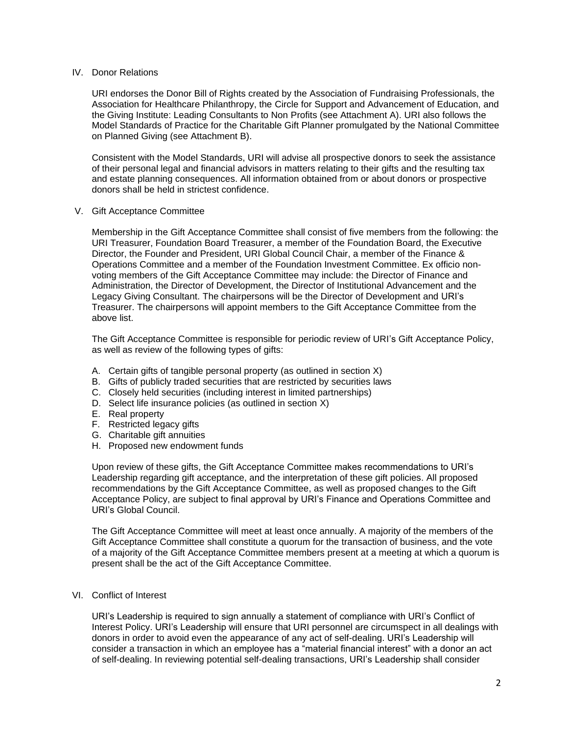## IV. Donor Relations

URI endorses the Donor Bill of Rights created by the Association of Fundraising Professionals, the Association for Healthcare Philanthropy, the Circle for Support and Advancement of Education, and the Giving Institute: Leading Consultants to Non Profits (see Attachment A). URI also follows the Model Standards of Practice for the Charitable Gift Planner promulgated by the National Committee on Planned Giving (see Attachment B).

Consistent with the Model Standards, URI will advise all prospective donors to seek the assistance of their personal legal and financial advisors in matters relating to their gifts and the resulting tax and estate planning consequences. All information obtained from or about donors or prospective donors shall be held in strictest confidence.

## V. Gift Acceptance Committee

Membership in the Gift Acceptance Committee shall consist of five members from the following: the URI Treasurer, Foundation Board Treasurer, a member of the Foundation Board, the Executive Director, the Founder and President, URI Global Council Chair, a member of the Finance & Operations Committee and a member of the Foundation Investment Committee. Ex officio non-voting members of the Gift Acceptance Committee may include: the Director of Finance and Administration, the Director of Development, the Director of Institutional Advancement and the Legacy Giving Consultant. The chairpersons will be the Director of Development and URI's Treasurer. The chairpersons will appoint members to the Gift Acceptance Committee from the above list.

The Gift Acceptance Committee is responsible for periodic review of URI's Gift Acceptance Policy, as well as review of the following types of gifts:

A. Certain gifts of tangible personal property (as outlined in section X)
B. Gifts of publicly traded securities that are restricted by securities laws
C. Closely held securities (including interest in limited partnerships)
D. Select life insurance policies (as outlined in section X)
E. Real property
F. Restricted legacy gifts
G. Charitable gift annuities
H. Proposed new endowment funds

Upon review of these gifts, the Gift Acceptance Committee makes recommendations to URI's Leadership regarding gift acceptance, and the interpretation of these gift policies. All proposed recommendations by the Gift Acceptance Committee, as well as proposed changes to the Gift Acceptance Policy, are subject to final approval by URI's Finance and Operations Committee and URI's Global Council.

The Gift Acceptance Committee will meet at least once annually. A majority of the members of the Gift Acceptance Committee shall constitute a quorum for the transaction of business, and the vote of a majority of the Gift Acceptance Committee members present at a meeting at which a quorum is present shall be the act of the Gift Acceptance Committee.

## VI. Conflict of Interest

URI's Leadership is required to sign annually a statement of compliance with URI's Conflict of Interest Policy. URI's Leadership will ensure that URI personnel are circumspect in all dealings with donors in order to avoid even the appearance of any act of self-dealing. URI's Leadership will consider a transaction in which an employee has a "material financial interest" with a donor an act of self-dealing. In reviewing potential self-dealing transactions, URI's Leadership shall consider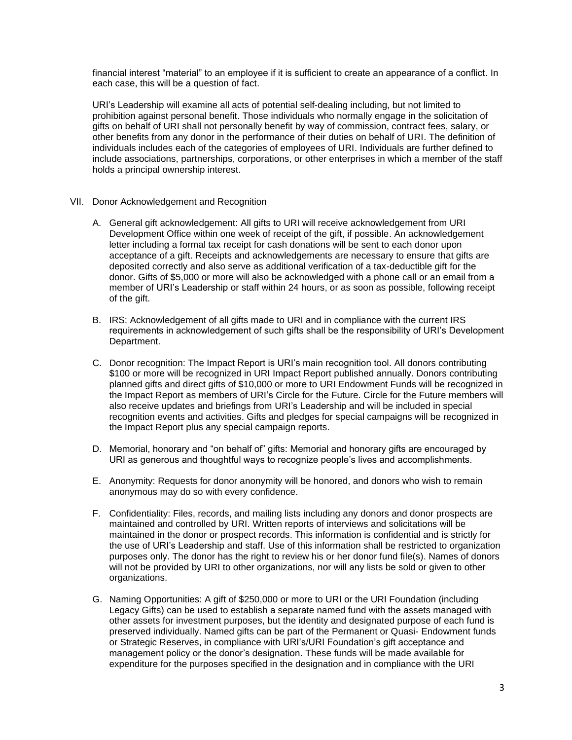financial interest "material" to an employee if it is sufficient to create an appearance of a conflict. In each case, this will be a question of fact.

URI's Leadership will examine all acts of potential self-dealing including, but not limited to prohibition against personal benefit. Those individuals who normally engage in the solicitation of gifts on behalf of URI shall not personally benefit by way of commission, contract fees, salary, or other benefits from any donor in the performance of their duties on behalf of URI. The definition of individuals includes each of the categories of employees of URI. Individuals are further defined to include associations, partnerships, corporations, or other enterprises in which a member of the staff holds a principal ownership interest.

## VII. Donor Acknowledgement and Recognition

A. General gift acknowledgement: All gifts to URI will receive acknowledgement from URI Development Office within one week of receipt of the gift, if possible. An acknowledgement letter including a formal tax receipt for cash donations will be sent to each donor upon acceptance of a gift. Receipts and acknowledgements are necessary to ensure that gifts are deposited correctly and also serve as additional verification of a tax-deductible gift for the donor. Gifts of $5,000 or more will also be acknowledged with a phone call or an email from a member of URI's Leadership or staff within 24 hours, or as soon as possible, following receipt of the gift.

B. IRS: Acknowledgement of all gifts made to URI and in compliance with the current IRS requirements in acknowledgement of such gifts shall be the responsibility of URI's Development Department.

C. Donor recognition: The Impact Report is URI's main recognition tool. All donors contributing $100 or more will be recognized in URI Impact Report published annually. Donors contributing planned gifts and direct gifts of $10,000 or more to URI Endowment Funds will be recognized in the Impact Report as members of URI's Circle for the Future. Circle for the Future members will also receive updates and briefings from URI's Leadership and will be included in special recognition events and activities. Gifts and pledges for special campaigns will be recognized in the Impact Report plus any special campaign reports.

D. Memorial, honorary and "on behalf of" gifts: Memorial and honorary gifts are encouraged by URI as generous and thoughtful ways to recognize people's lives and accomplishments.

E. Anonymity: Requests for donor anonymity will be honored, and donors who wish to remain anonymous may do so with every confidence.

F. Confidentiality: Files, records, and mailing lists including any donors and donor prospects are maintained and controlled by URI. Written reports of interviews and solicitations will be maintained in the donor or prospect records. This information is confidential and is strictly for the use of URI's Leadership and staff. Use of this information shall be restricted to organization purposes only. The donor has the right to review his or her donor fund file(s). Names of donors will not be provided by URI to other organizations, nor will any lists be sold or given to other organizations.

G. Naming Opportunities: A gift of $250,000 or more to URI or the URI Foundation (including Legacy Gifts) can be used to establish a separate named fund with the assets managed with other assets for investment purposes, but the identity and designated purpose of each fund is preserved individually. Named gifts can be part of the Permanent or Quasi- Endowment funds or Strategic Reserves, in compliance with URI's/URI Foundation's gift acceptance and management policy or the donor's designation. These funds will be made available for expenditure for the purposes specified in the designation and in compliance with the URI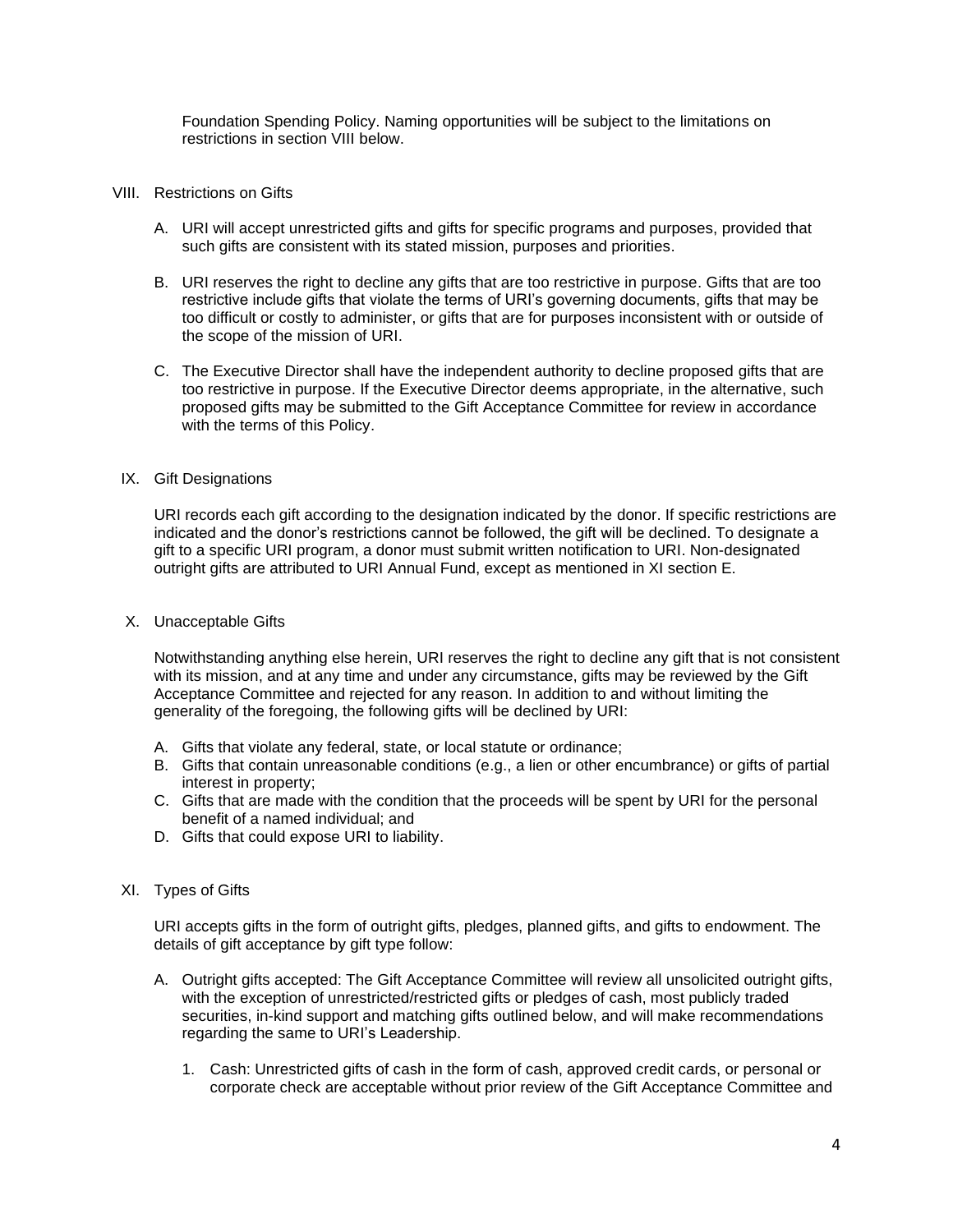Foundation Spending Policy. Naming opportunities will be subject to the limitations on restrictions in section VIII below.

## VIII. Restrictions on Gifts

A. URI will accept unrestricted gifts and gifts for specific programs and purposes, provided that such gifts are consistent with its stated mission, purposes and priorities.

B. URI reserves the right to decline any gifts that are too restrictive in purpose. Gifts that are too restrictive include gifts that violate the terms of URI's governing documents, gifts that may be too difficult or costly to administer, or gifts that are for purposes inconsistent with or outside of the scope of the mission of URI.

C. The Executive Director shall have the independent authority to decline proposed gifts that are too restrictive in purpose. If the Executive Director deems appropriate, in the alternative, such proposed gifts may be submitted to the Gift Acceptance Committee for review in accordance with the terms of this Policy.

## IX. Gift Designations

URI records each gift according to the designation indicated by the donor. If specific restrictions are indicated and the donor's restrictions cannot be followed, the gift will be declined. To designate a gift to a specific URI program, a donor must submit written notification to URI. Non-designated outright gifts are attributed to URI Annual Fund, except as mentioned in XI section E.

## X. Unacceptable Gifts

Notwithstanding anything else herein, URI reserves the right to decline any gift that is not consistent with its mission, and at any time and under any circumstance, gifts may be reviewed by the Gift Acceptance Committee and rejected for any reason. In addition to and without limiting the generality of the foregoing, the following gifts will be declined by URI:

A. Gifts that violate any federal, state, or local statute or ordinance;
B. Gifts that contain unreasonable conditions (e.g., a lien or other encumbrance) or gifts of partial interest in property;
C. Gifts that are made with the condition that the proceeds will be spent by URI for the personal benefit of a named individual; and
D. Gifts that could expose URI to liability.

## XI. Types of Gifts

URI accepts gifts in the form of outright gifts, pledges, planned gifts, and gifts to endowment. The details of gift acceptance by gift type follow:

A. Outright gifts accepted: The Gift Acceptance Committee will review all unsolicited outright gifts, with the exception of unrestricted/restricted gifts or pledges of cash, most publicly traded securities, in-kind support and matching gifts outlined below, and will make recommendations regarding the same to URI's Leadership.

1. Cash: Unrestricted gifts of cash in the form of cash, approved credit cards, or personal or corporate check are acceptable without prior review of the Gift Acceptance Committee and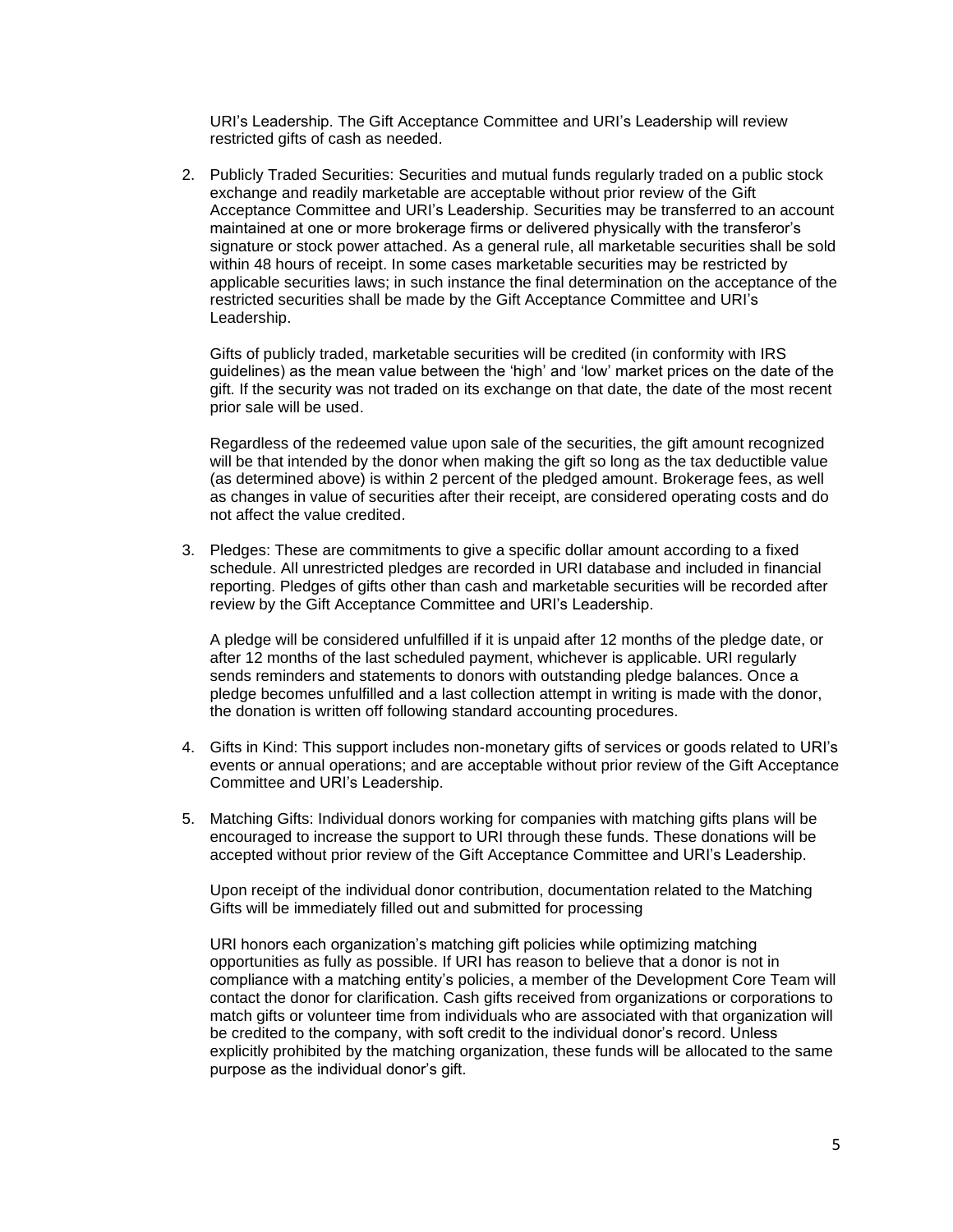URI's Leadership. The Gift Acceptance Committee and URI's Leadership will review restricted gifts of cash as needed.

2. Publicly Traded Securities: Securities and mutual funds regularly traded on a public stock exchange and readily marketable are acceptable without prior review of the Gift Acceptance Committee and URI's Leadership. Securities may be transferred to an account maintained at one or more brokerage firms or delivered physically with the transferor's signature or stock power attached. As a general rule, all marketable securities shall be sold within 48 hours of receipt. In some cases marketable securities may be restricted by applicable securities laws; in such instance the final determination on the acceptance of the restricted securities shall be made by the Gift Acceptance Committee and URI's Leadership.

   Gifts of publicly traded, marketable securities will be credited (in conformity with IRS guidelines) as the mean value between the 'high' and 'low' market prices on the date of the gift. If the security was not traded on its exchange on that date, the date of the most recent prior sale will be used.

   Regardless of the redeemed value upon sale of the securities, the gift amount recognized will be that intended by the donor when making the gift so long as the tax deductible value (as determined above) is within 2 percent of the pledged amount. Brokerage fees, as well as changes in value of securities after their receipt, are considered operating costs and do not affect the value credited.

3. Pledges: These are commitments to give a specific dollar amount according to a fixed schedule. All unrestricted pledges are recorded in URI database and included in financial reporting. Pledges of gifts other than cash and marketable securities will be recorded after review by the Gift Acceptance Committee and URI's Leadership.

   A pledge will be considered unfulfilled if it is unpaid after 12 months of the pledge date, or after 12 months of the last scheduled payment, whichever is applicable. URI regularly sends reminders and statements to donors with outstanding pledge balances. Once a pledge becomes unfulfilled and a last collection attempt in writing is made with the donor, the donation is written off following standard accounting procedures.

4. Gifts in Kind: This support includes non-monetary gifts of services or goods related to URI's events or annual operations; and are acceptable without prior review of the Gift Acceptance Committee and URI's Leadership.

5. Matching Gifts: Individual donors working for companies with matching gifts plans will be encouraged to increase the support to URI through these funds. These donations will be accepted without prior review of the Gift Acceptance Committee and URI's Leadership.

   Upon receipt of the individual donor contribution, documentation related to the Matching Gifts will be immediately filled out and submitted for processing

   URI honors each organization's matching gift policies while optimizing matching opportunities as fully as possible. If URI has reason to believe that a donor is not in compliance with a matching entity's policies, a member of the Development Core Team will contact the donor for clarification. Cash gifts received from organizations or corporations to match gifts or volunteer time from individuals who are associated with that organization will be credited to the company, with soft credit to the individual donor's record. Unless explicitly prohibited by the matching organization, these funds will be allocated to the same purpose as the individual donor's gift.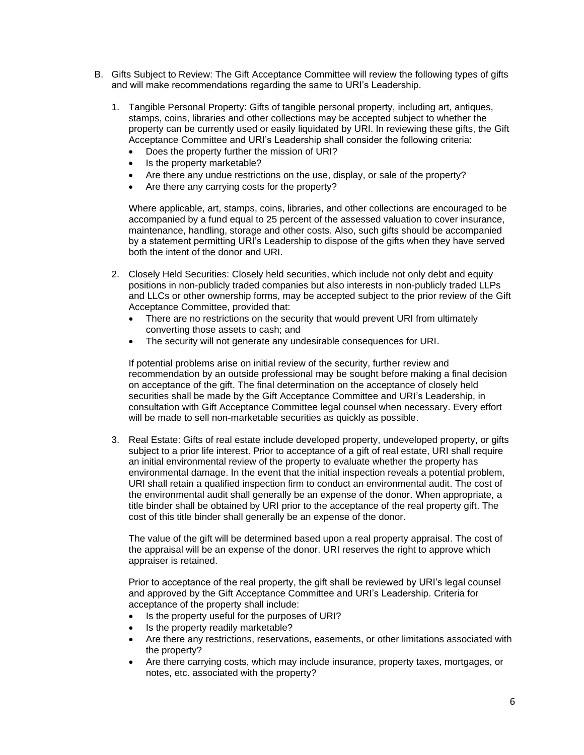B. Gifts Subject to Review: The Gift Acceptance Committee will review the following types of gifts and will make recommendations regarding the same to URI's Leadership.

1. Tangible Personal Property: Gifts of tangible personal property, including art, antiques, stamps, coins, libraries and other collections may be accepted subject to whether the property can be currently used or easily liquidated by URI. In reviewing these gifts, the Gift Acceptance Committee and URI's Leadership shall consider the following criteria:
   - Does the property further the mission of URI?
   - Is the property marketable?
   - Are there any undue restrictions on the use, display, or sale of the property?
   - Are there any carrying costs for the property?

   Where applicable, art, stamps, coins, libraries, and other collections are encouraged to be accompanied by a fund equal to 25 percent of the assessed valuation to cover insurance, maintenance, handling, storage and other costs. Also, such gifts should be accompanied by a statement permitting URI's Leadership to dispose of the gifts when they have served both the intent of the donor and URI.

2. Closely Held Securities: Closely held securities, which include not only debt and equity positions in non-publicly traded companies but also interests in non-publicly traded LLPs and LLCs or other ownership forms, may be accepted subject to the prior review of the Gift Acceptance Committee, provided that:
   - There are no restrictions on the security that would prevent URI from ultimately converting those assets to cash; and
   - The security will not generate any undesirable consequences for URI.

   If potential problems arise on initial review of the security, further review and recommendation by an outside professional may be sought before making a final decision on acceptance of the gift. The final determination on the acceptance of closely held securities shall be made by the Gift Acceptance Committee and URI's Leadership, in consultation with Gift Acceptance Committee legal counsel when necessary. Every effort will be made to sell non-marketable securities as quickly as possible.

3. Real Estate: Gifts of real estate include developed property, undeveloped property, or gifts subject to a prior life interest. Prior to acceptance of a gift of real estate, URI shall require an initial environmental review of the property to evaluate whether the property has environmental damage. In the event that the initial inspection reveals a potential problem, URI shall retain a qualified inspection firm to conduct an environmental audit. The cost of the environmental audit shall generally be an expense of the donor. When appropriate, a title binder shall be obtained by URI prior to the acceptance of the real property gift. The cost of this title binder shall generally be an expense of the donor.

   The value of the gift will be determined based upon a real property appraisal. The cost of the appraisal will be an expense of the donor. URI reserves the right to approve which appraiser is retained.

   Prior to acceptance of the real property, the gift shall be reviewed by URI's legal counsel and approved by the Gift Acceptance Committee and URI's Leadership. Criteria for acceptance of the property shall include:
   - Is the property useful for the purposes of URI?
   - Is the property readily marketable?
   - Are there any restrictions, reservations, easements, or other limitations associated with the property?
   - Are there carrying costs, which may include insurance, property taxes, mortgages, or notes, etc. associated with the property?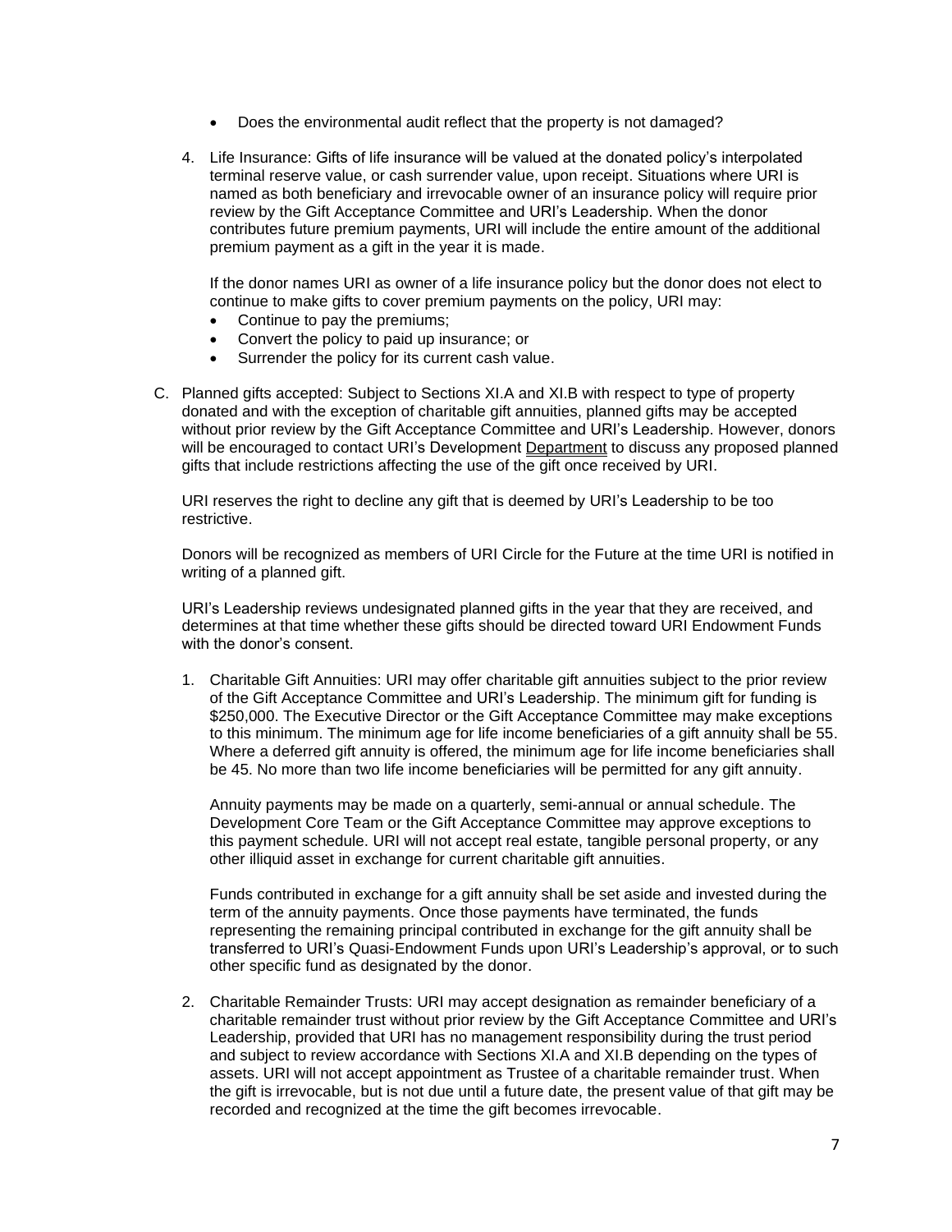- Does the environmental audit reflect that the property is not damaged?

4. Life Insurance: Gifts of life insurance will be valued at the donated policy's interpolated terminal reserve value, or cash surrender value, upon receipt. Situations where URI is named as both beneficiary and irrevocable owner of an insurance policy will require prior review by the Gift Acceptance Committee and URI's Leadership. When the donor contributes future premium payments, URI will include the entire amount of the additional premium payment as a gift in the year it is made.

   If the donor names URI as owner of a life insurance policy but the donor does not elect to continue to make gifts to cover premium payments on the policy, URI may:
   - Continue to pay the premiums;
   - Convert the policy to paid up insurance; or
   - Surrender the policy for its current cash value.

C. Planned gifts accepted: Subject to Sections XI.A and XI.B with respect to type of property donated and with the exception of charitable gift annuities, planned gifts may be accepted without prior review by the Gift Acceptance Committee and URI's Leadership. However, donors will be encouraged to contact URI's Development Department to discuss any proposed planned gifts that include restrictions affecting the use of the gift once received by URI.

   URI reserves the right to decline any gift that is deemed by URI's Leadership to be too restrictive.

   Donors will be recognized as members of URI Circle for the Future at the time URI is notified in writing of a planned gift.

   URI's Leadership reviews undesignated planned gifts in the year that they are received, and determines at that time whether these gifts should be directed toward URI Endowment Funds with the donor's consent.

   1. Charitable Gift Annuities: URI may offer charitable gift annuities subject to the prior review of the Gift Acceptance Committee and URI's Leadership. The minimum gift for funding is $250,000. The Executive Director or the Gift Acceptance Committee may make exceptions to this minimum. The minimum age for life income beneficiaries of a gift annuity shall be 55. Where a deferred gift annuity is offered, the minimum age for life income beneficiaries shall be 45. No more than two life income beneficiaries will be permitted for any gift annuity.

      Annuity payments may be made on a quarterly, semi-annual or annual schedule. The Development Core Team or the Gift Acceptance Committee may approve exceptions to this payment schedule. URI will not accept real estate, tangible personal property, or any other illiquid asset in exchange for current charitable gift annuities.

      Funds contributed in exchange for a gift annuity shall be set aside and invested during the term of the annuity payments. Once those payments have terminated, the funds representing the remaining principal contributed in exchange for the gift annuity shall be transferred to URI's Quasi-Endowment Funds upon URI's Leadership's approval, or to such other specific fund as designated by the donor.

   2. Charitable Remainder Trusts: URI may accept designation as remainder beneficiary of a charitable remainder trust without prior review by the Gift Acceptance Committee and URI's Leadership, provided that URI has no management responsibility during the trust period and subject to review accordance with Sections XI.A and XI.B depending on the types of assets. URI will not accept appointment as Trustee of a charitable remainder trust. When the gift is irrevocable, but is not due until a future date, the present value of that gift may be recorded and recognized at the time the gift becomes irrevocable.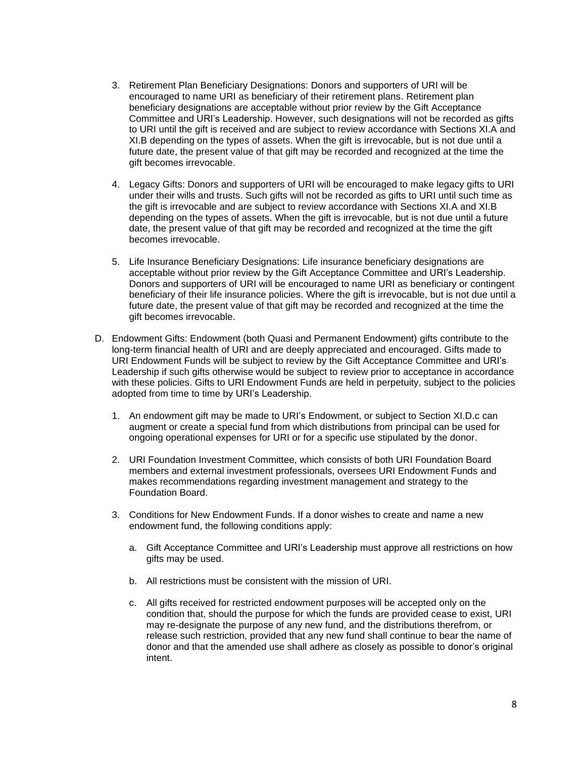3. Retirement Plan Beneficiary Designations: Donors and supporters of URI will be encouraged to name URI as beneficiary of their retirement plans. Retirement plan beneficiary designations are acceptable without prior review by the Gift Acceptance Committee and URI's Leadership. However, such designations will not be recorded as gifts to URI until the gift is received and are subject to review accordance with Sections XI.A and XI.B depending on the types of assets. When the gift is irrevocable, but is not due until a future date, the present value of that gift may be recorded and recognized at the time the gift becomes irrevocable.

4. Legacy Gifts: Donors and supporters of URI will be encouraged to make legacy gifts to URI under their wills and trusts. Such gifts will not be recorded as gifts to URI until such time as the gift is irrevocable and are subject to review accordance with Sections XI.A and XI.B depending on the types of assets. When the gift is irrevocable, but is not due until a future date, the present value of that gift may be recorded and recognized at the time the gift becomes irrevocable.

5. Life Insurance Beneficiary Designations: Life insurance beneficiary designations are acceptable without prior review by the Gift Acceptance Committee and URI's Leadership. Donors and supporters of URI will be encouraged to name URI as beneficiary or contingent beneficiary of their life insurance policies. Where the gift is irrevocable, but is not due until a future date, the present value of that gift may be recorded and recognized at the time the gift becomes irrevocable.

D. Endowment Gifts: Endowment (both Quasi and Permanent Endowment) gifts contribute to the long-term financial health of URI and are deeply appreciated and encouraged. Gifts made to URI Endowment Funds will be subject to review by the Gift Acceptance Committee and URI's Leadership if such gifts otherwise would be subject to review prior to acceptance in accordance with these policies. Gifts to URI Endowment Funds are held in perpetuity, subject to the policies adopted from time to time by URI's Leadership.

   1. An endowment gift may be made to URI's Endowment, or subject to Section XI.D.c can augment or create a special fund from which distributions from principal can be used for ongoing operational expenses for URI or for a specific use stipulated by the donor.

   2. URI Foundation Investment Committee, which consists of both URI Foundation Board members and external investment professionals, oversees URI Endowment Funds and makes recommendations regarding investment management and strategy to the Foundation Board.

   3. Conditions for New Endowment Funds. If a donor wishes to create and name a new endowment fund, the following conditions apply:

      a. Gift Acceptance Committee and URI's Leadership must approve all restrictions on how gifts may be used.

      b. All restrictions must be consistent with the mission of URI.

      c. All gifts received for restricted endowment purposes will be accepted only on the condition that, should the purpose for which the funds are provided cease to exist, URI may re-designate the purpose of any new fund, and the distributions therefrom, or release such restriction, provided that any new fund shall continue to bear the name of donor and that the amended use shall adhere as closely as possible to donor's original intent.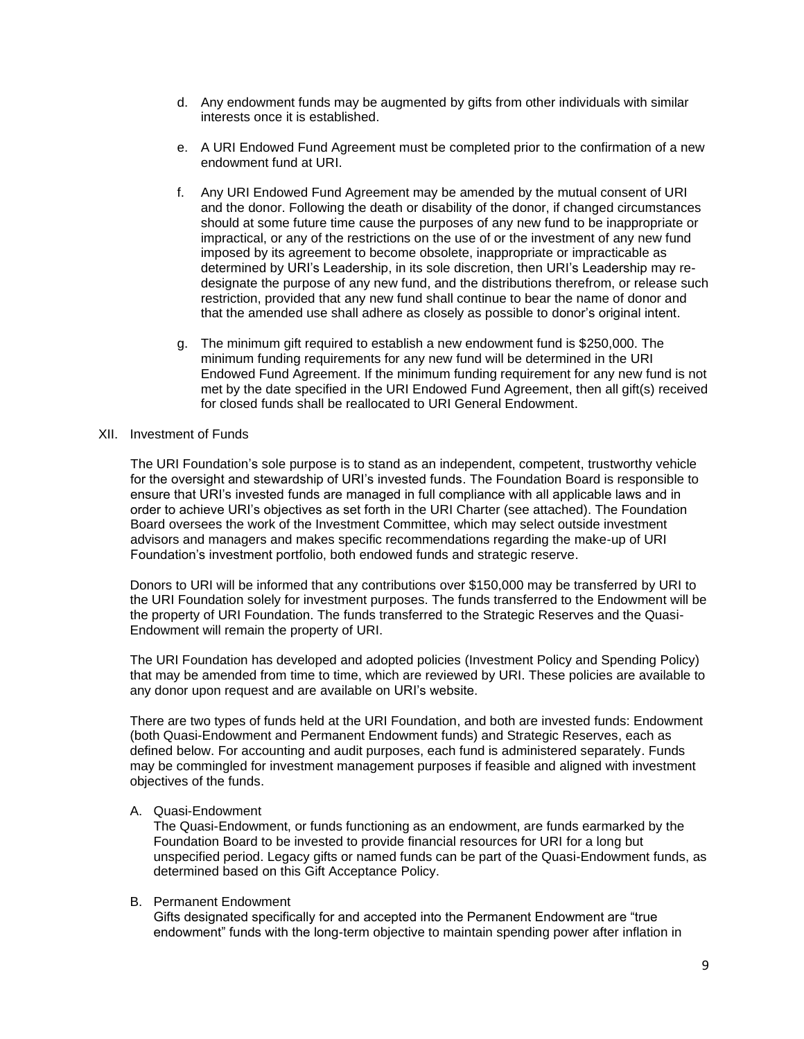d. Any endowment funds may be augmented by gifts from other individuals with similar interests once it is established.

e. A URI Endowed Fund Agreement must be completed prior to the confirmation of a new endowment fund at URI.

f. Any URI Endowed Fund Agreement may be amended by the mutual consent of URI and the donor. Following the death or disability of the donor, if changed circumstances should at some future time cause the purposes of any new fund to be inappropriate or impractical, or any of the restrictions on the use of or the investment of any new fund imposed by its agreement to become obsolete, inappropriate or impracticable as determined by URI's Leadership, in its sole discretion, then URI's Leadership may re-designate the purpose of any new fund, and the distributions therefrom, or release such restriction, provided that any new fund shall continue to bear the name of donor and that the amended use shall adhere as closely as possible to donor's original intent.

g. The minimum gift required to establish a new endowment fund is $250,000. The minimum funding requirements for any new fund will be determined in the URI Endowed Fund Agreement. If the minimum funding requirement for any new fund is not met by the date specified in the URI Endowed Fund Agreement, then all gift(s) received for closed funds shall be reallocated to URI General Endowment.

## XII. Investment of Funds

The URI Foundation's sole purpose is to stand as an independent, competent, trustworthy vehicle for the oversight and stewardship of URI's invested funds. The Foundation Board is responsible to ensure that URI's invested funds are managed in full compliance with all applicable laws and in order to achieve URI's objectives as set forth in the URI Charter (see attached). The Foundation Board oversees the work of the Investment Committee, which may select outside investment advisors and managers and makes specific recommendations regarding the make-up of URI Foundation's investment portfolio, both endowed funds and strategic reserve.

Donors to URI will be informed that any contributions over $150,000 may be transferred by URI to the URI Foundation solely for investment purposes. The funds transferred to the Endowment will be the property of URI Foundation. The funds transferred to the Strategic Reserves and the Quasi-Endowment will remain the property of URI.

The URI Foundation has developed and adopted policies (Investment Policy and Spending Policy) that may be amended from time to time, which are reviewed by URI. These policies are available to any donor upon request and are available on URI's website.

There are two types of funds held at the URI Foundation, and both are invested funds: Endowment (both Quasi-Endowment and Permanent Endowment funds) and Strategic Reserves, each as defined below. For accounting and audit purposes, each fund is administered separately. Funds may be commingled for investment management purposes if feasible and aligned with investment objectives of the funds.

### A. Quasi-Endowment

The Quasi-Endowment, or funds functioning as an endowment, are funds earmarked by the Foundation Board to be invested to provide financial resources for URI for a long but unspecified period. Legacy gifts or named funds can be part of the Quasi-Endowment funds, as determined based on this Gift Acceptance Policy.

### B. Permanent Endowment

Gifts designated specifically for and accepted into the Permanent Endowment are "true endowment" funds with the long-term objective to maintain spending power after inflation in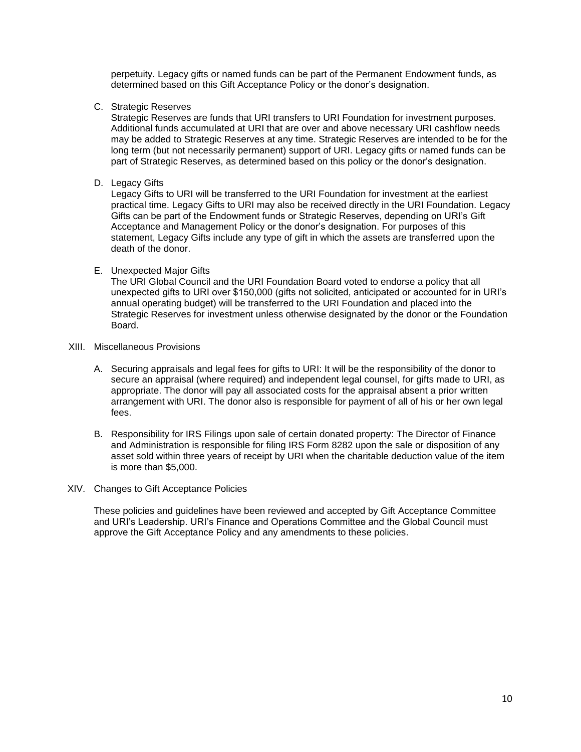perpetuity. Legacy gifts or named funds can be part of the Permanent Endowment funds, as determined based on this Gift Acceptance Policy or the donor's designation.

C. Strategic Reserves

Strategic Reserves are funds that URI transfers to URI Foundation for investment purposes. Additional funds accumulated at URI that are over and above necessary URI cashflow needs may be added to Strategic Reserves at any time. Strategic Reserves are intended to be for the long term (but not necessarily permanent) support of URI. Legacy gifts or named funds can be part of Strategic Reserves, as determined based on this policy or the donor's designation.

D. Legacy Gifts

Legacy Gifts to URI will be transferred to the URI Foundation for investment at the earliest practical time. Legacy Gifts to URI may also be received directly in the URI Foundation. Legacy Gifts can be part of the Endowment funds or Strategic Reserves, depending on URI's Gift Acceptance and Management Policy or the donor's designation. For purposes of this statement, Legacy Gifts include any type of gift in which the assets are transferred upon the death of the donor.

E. Unexpected Major Gifts

The URI Global Council and the URI Foundation Board voted to endorse a policy that all unexpected gifts to URI over $150,000 (gifts not solicited, anticipated or accounted for in URI's annual operating budget) will be transferred to the URI Foundation and placed into the Strategic Reserves for investment unless otherwise designated by the donor or the Foundation Board.

## XIII. Miscellaneous Provisions

A. Securing appraisals and legal fees for gifts to URI: It will be the responsibility of the donor to secure an appraisal (where required) and independent legal counsel, for gifts made to URI, as appropriate. The donor will pay all associated costs for the appraisal absent a prior written arrangement with URI. The donor also is responsible for payment of all of his or her own legal fees.

B. Responsibility for IRS Filings upon sale of certain donated property: The Director of Finance and Administration is responsible for filing IRS Form 8282 upon the sale or disposition of any asset sold within three years of receipt by URI when the charitable deduction value of the item is more than $5,000.

## XIV. Changes to Gift Acceptance Policies

These policies and guidelines have been reviewed and accepted by Gift Acceptance Committee and URI's Leadership. URI's Finance and Operations Committee and the Global Council must approve the Gift Acceptance Policy and any amendments to these policies.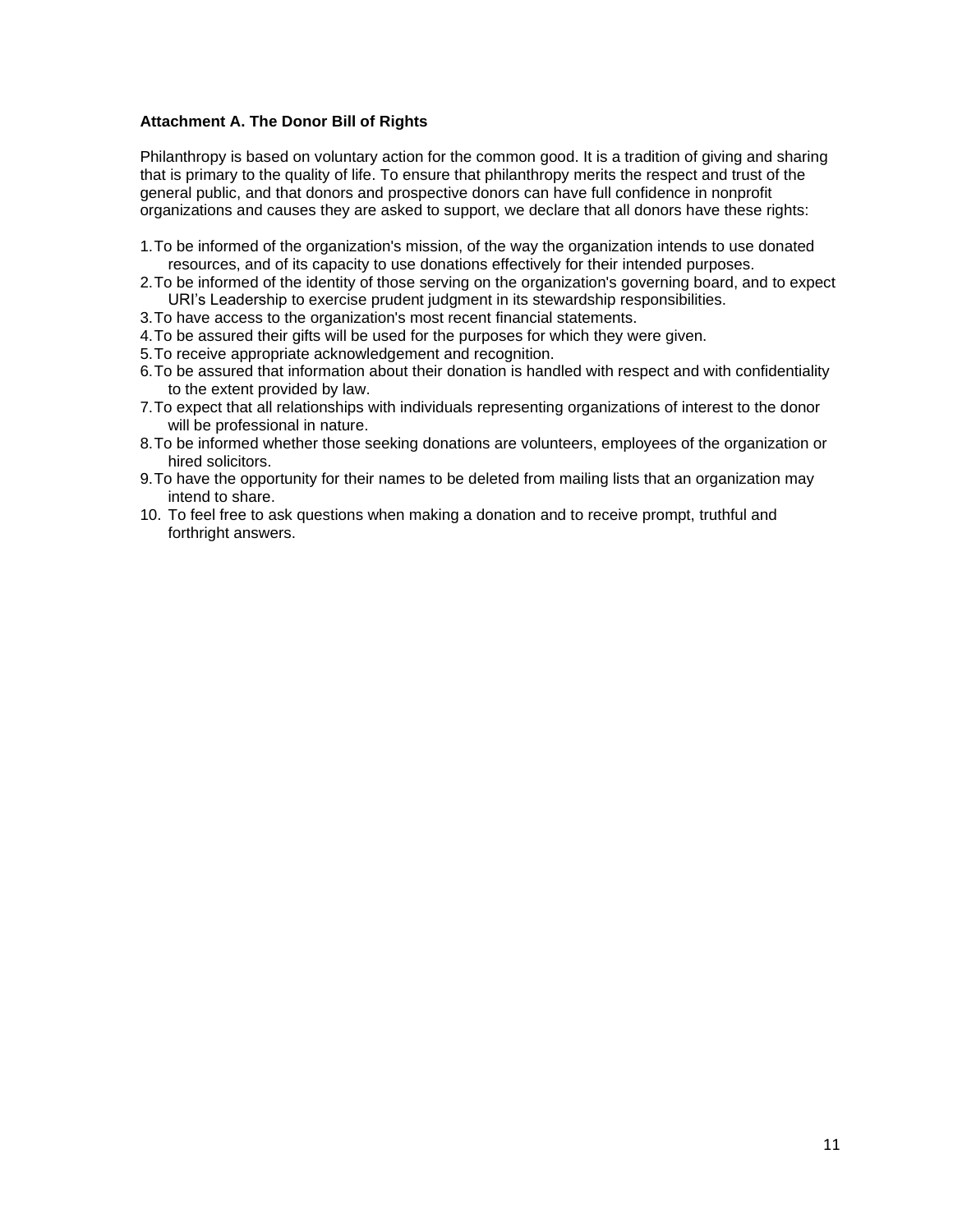**Attachment A. The Donor Bill of Rights**

Philanthropy is based on voluntary action for the common good. It is a tradition of giving and sharing that is primary to the quality of life. To ensure that philanthropy merits the respect and trust of the general public, and that donors and prospective donors can have full confidence in nonprofit organizations and causes they are asked to support, we declare that all donors have these rights:

1. To be informed of the organization's mission, of the way the organization intends to use donated resources, and of its capacity to use donations effectively for their intended purposes.
2. To be informed of the identity of those serving on the organization's governing board, and to expect URI's Leadership to exercise prudent judgment in its stewardship responsibilities.
3. To have access to the organization's most recent financial statements.
4. To be assured their gifts will be used for the purposes for which they were given.
5. To receive appropriate acknowledgement and recognition.
6. To be assured that information about their donation is handled with respect and with confidentiality to the extent provided by law.
7. To expect that all relationships with individuals representing organizations of interest to the donor will be professional in nature.
8. To be informed whether those seeking donations are volunteers, employees of the organization or hired solicitors.
9. To have the opportunity for their names to be deleted from mailing lists that an organization may intend to share.
10. To feel free to ask questions when making a donation and to receive prompt, truthful and forthright answers.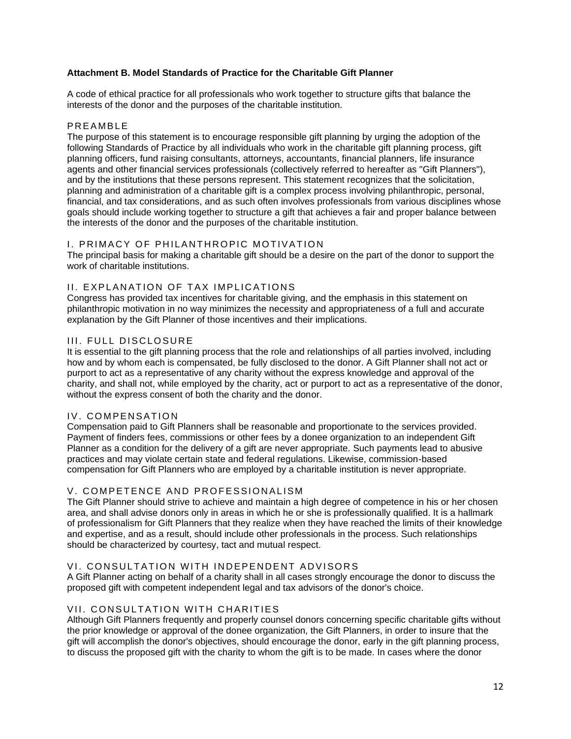**Attachment B. Model Standards of Practice for the Charitable Gift Planner**

A code of ethical practice for all professionals who work together to structure gifts that balance the interests of the donor and the purposes of the charitable institution.

## PREAMBLE

The purpose of this statement is to encourage responsible gift planning by urging the adoption of the following Standards of Practice by all individuals who work in the charitable gift planning process, gift planning officers, fund raising consultants, attorneys, accountants, financial planners, life insurance agents and other financial services professionals (collectively referred to hereafter as "Gift Planners"), and by the institutions that these persons represent. This statement recognizes that the solicitation, planning and administration of a charitable gift is a complex process involving philanthropic, personal, financial, and tax considerations, and as such often involves professionals from various disciplines whose goals should include working together to structure a gift that achieves a fair and proper balance between the interests of the donor and the purposes of the charitable institution.

## I. PRIMACY OF PHILANTHROPIC MOTIVATION

The principal basis for making a charitable gift should be a desire on the part of the donor to support the work of charitable institutions.

## II. EXPLANATION OF TAX IMPLICATIONS

Congress has provided tax incentives for charitable giving, and the emphasis in this statement on philanthropic motivation in no way minimizes the necessity and appropriateness of a full and accurate explanation by the Gift Planner of those incentives and their implications.

## III. FULL DISCLOSURE

It is essential to the gift planning process that the role and relationships of all parties involved, including how and by whom each is compensated, be fully disclosed to the donor. A Gift Planner shall not act or purport to act as a representative of any charity without the express knowledge and approval of the charity, and shall not, while employed by the charity, act or purport to act as a representative of the donor, without the express consent of both the charity and the donor.

## IV. COMPENSATION

Compensation paid to Gift Planners shall be reasonable and proportionate to the services provided. Payment of finders fees, commissions or other fees by a donee organization to an independent Gift Planner as a condition for the delivery of a gift are never appropriate. Such payments lead to abusive practices and may violate certain state and federal regulations. Likewise, commission-based compensation for Gift Planners who are employed by a charitable institution is never appropriate.

## V. COMPETENCE AND PROFESSIONALISM

The Gift Planner should strive to achieve and maintain a high degree of competence in his or her chosen area, and shall advise donors only in areas in which he or she is professionally qualified. It is a hallmark of professionalism for Gift Planners that they realize when they have reached the limits of their knowledge and expertise, and as a result, should include other professionals in the process. Such relationships should be characterized by courtesy, tact and mutual respect.

## VI. CONSULTATION WITH INDEPENDENT ADVISORS

A Gift Planner acting on behalf of a charity shall in all cases strongly encourage the donor to discuss the proposed gift with competent independent legal and tax advisors of the donor's choice.

## VII. CONSULTATION WITH CHARITIES

Although Gift Planners frequently and properly counsel donors concerning specific charitable gifts without the prior knowledge or approval of the donee organization, the Gift Planners, in order to insure that the gift will accomplish the donor's objectives, should encourage the donor, early in the gift planning process, to discuss the proposed gift with the charity to whom the gift is to be made. In cases where the donor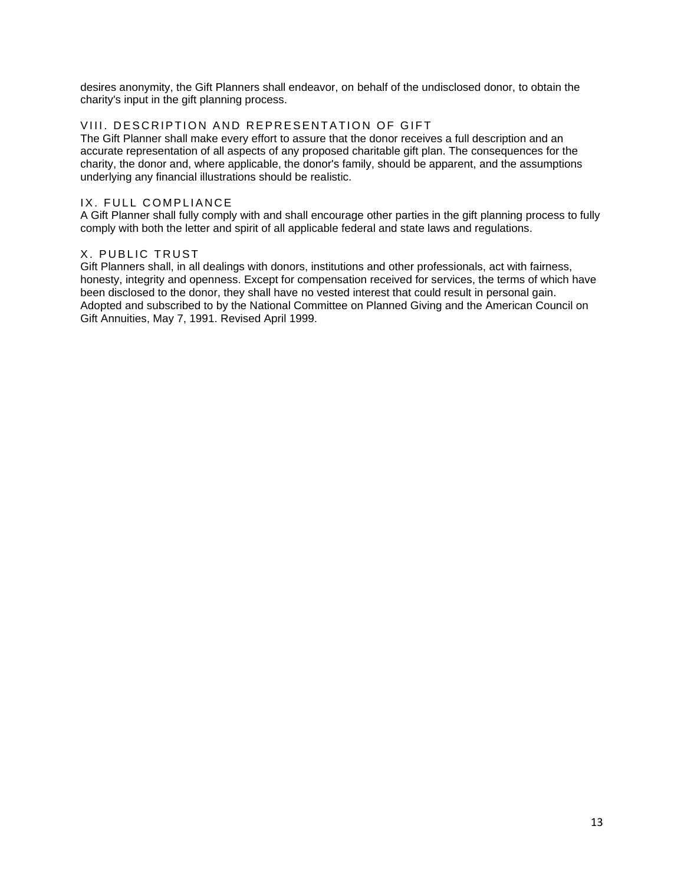desires anonymity, the Gift Planners shall endeavor, on behalf of the undisclosed donor, to obtain the charity's input in the gift planning process.

### VIII. DESCRIPTION AND REPRESENTATION OF GIFT

The Gift Planner shall make every effort to assure that the donor receives a full description and an accurate representation of all aspects of any proposed charitable gift plan. The consequences for the charity, the donor and, where applicable, the donor's family, should be apparent, and the assumptions underlying any financial illustrations should be realistic.

### IX. FULL COMPLIANCE

A Gift Planner shall fully comply with and shall encourage other parties in the gift planning process to fully comply with both the letter and spirit of all applicable federal and state laws and regulations.

### X. PUBLIC TRUST

Gift Planners shall, in all dealings with donors, institutions and other professionals, act with fairness, honesty, integrity and openness. Except for compensation received for services, the terms of which have been disclosed to the donor, they shall have no vested interest that could result in personal gain.
Adopted and subscribed to by the National Committee on Planned Giving and the American Council on Gift Annuities, May 7, 1991. Revised April 1999.